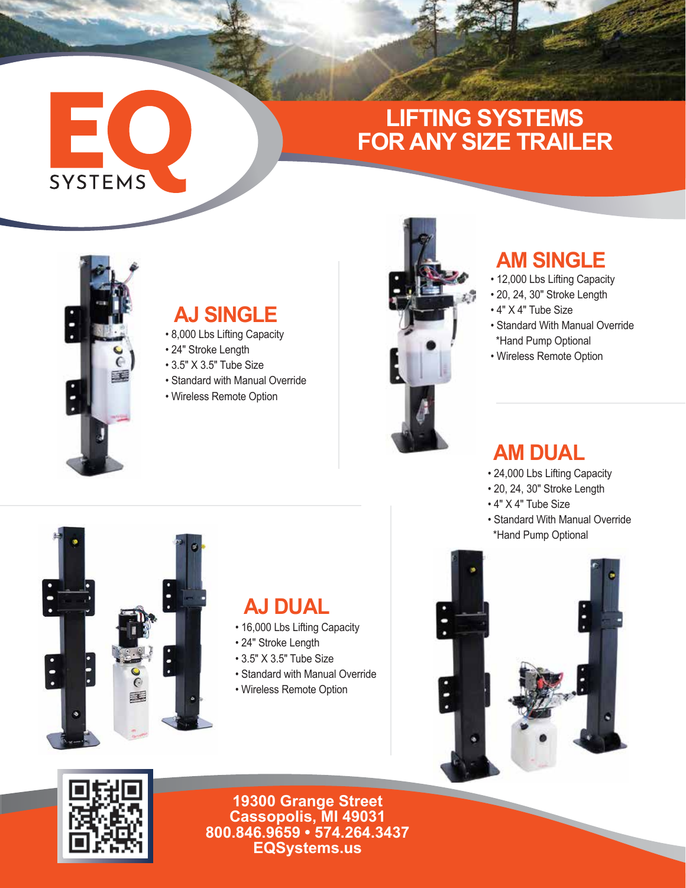# EQ SYSTEMS

## LIFTING SYSTEMS FOR ANY SIZE TRAILER

### AJ SINGLE

- 8,000 Lbs Lifting Capacity
- 24" Stroke Length
- 3.5" X 3.5" Tube Size
- Standard with Manual Override
- Wireless Remote Option

### AM SINGLE

- 12,000 Lbs Lifting Capacity
- 20, 24, 30" Stroke Length
- 4" X 4" Tube Size
- Standard With Manual Override
  *Hand Pump Optional
- Wireless Remote Option

### AJ DUAL

- 16,000 Lbs Lifting Capacity
- 24" Stroke Length
- 3.5" X 3.5" Tube Size
- Standard with Manual Override
- Wireless Remote Option

### AM DUAL

- 24,000 Lbs Lifting Capacity
- 20, 24, 30" Stroke Length
- 4" X 4" Tube Size
- Standard With Manual Override
  *Hand Pump Optional

**19300 Grange Street**
**Cassopolis, MI 49031**
**800.846.9659 • 574.264.3437**
**EQSystems.us**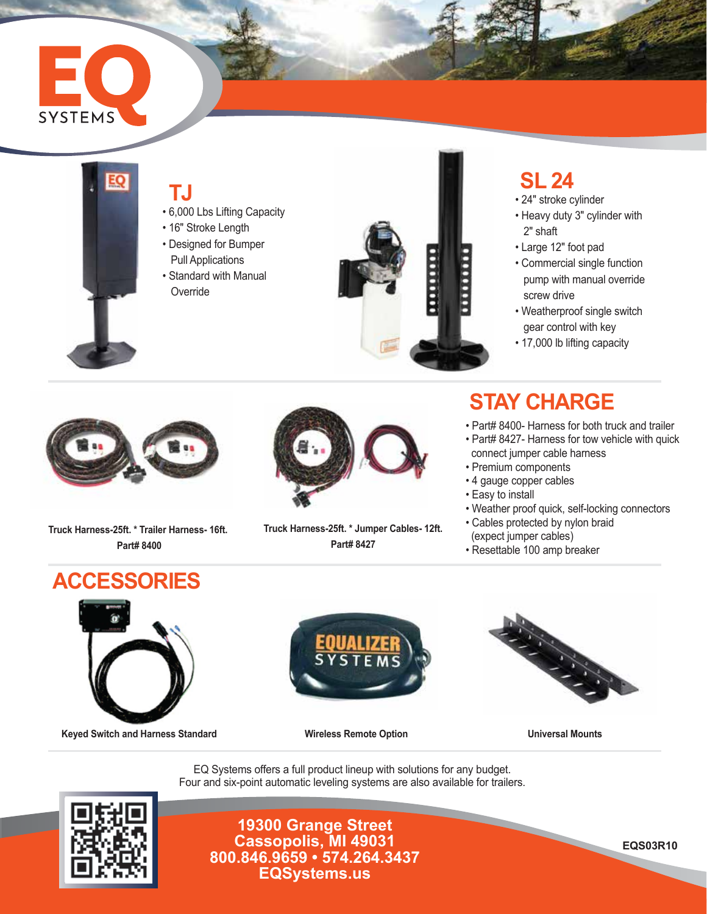# EQ SYSTEMS

## TJ

- 6,000 Lbs Lifting Capacity
- 16" Stroke Length
- Designed for Bumper Pull Applications
- Standard with Manual Override

## SL 24

- 24" stroke cylinder
- Heavy duty 3" cylinder with 2" shaft
- Large 12" foot pad
- Commercial single function pump with manual override screw drive
- Weatherproof single switch gear control with key
- 17,000 lb lifting capacity

## STAY CHARGE

**Truck Harness-25ft. * Trailer Harness- 16ft.**
**Part# 8400**

**Truck Harness-25ft. * Jumper Cables- 12ft.**
**Part# 8427**

- Part# 8400- Harness for both truck and trailer
- Part# 8427- Harness for tow vehicle with quick connect jumper cable harness
- Premium components
- 4 gauge copper cables
- Easy to install
- Weather proof quick, self-locking connectors
- Cables protected by nylon braid (expect jumper cables)
- Resettable 100 amp breaker

## ACCESSORIES

**Keyed Switch and Harness Standard**

**Wireless Remote Option**

**Universal Mounts**

EQ Systems offers a full product lineup with solutions for any budget.
Four and six-point automatic leveling systems are also available for trailers.

**19300 Grange Street**
**Cassopolis, MI 49031**
**800.846.9659 • 574.264.3437**
**EQSystems.us**

**EQS03R10**